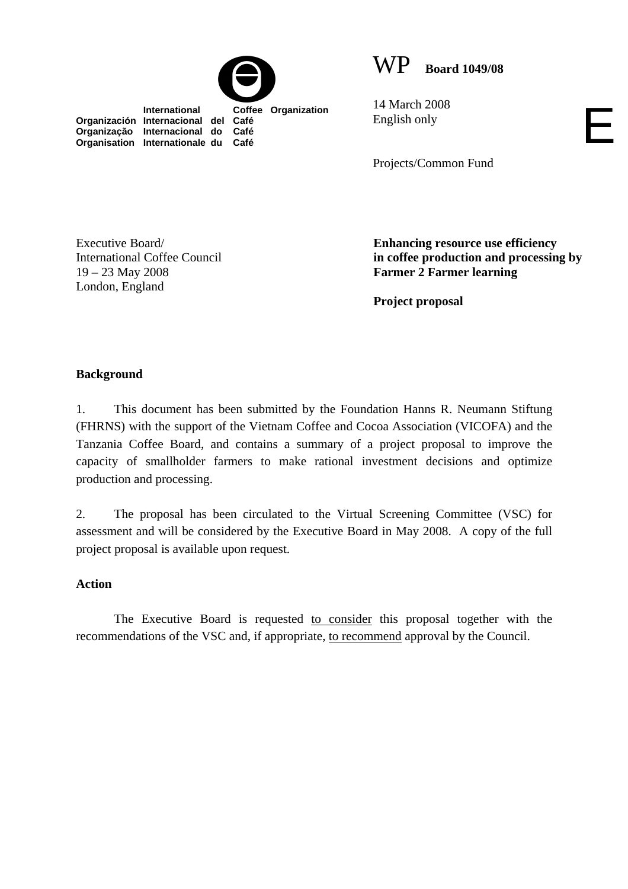International Coffee Organization
Organización Internacional del Café
Organização Internacional do Café
Organisation Internationale du Café

WP **Board 1049/08**

14 March 2008
English only

E

Projects/Common Fund

Executive Board/
International Coffee Council
19 – 23 May 2008
London, England

**Enhancing resource use efficiency in coffee production and processing by Farmer 2 Farmer learning**

**Project proposal**

## Background

1. This document has been submitted by the Foundation Hanns R. Neumann Stiftung (FHRNS) with the support of the Vietnam Coffee and Cocoa Association (VICOFA) and the Tanzania Coffee Board, and contains a summary of a project proposal to improve the capacity of smallholder farmers to make rational investment decisions and optimize production and processing.

2. The proposal has been circulated to the Virtual Screening Committee (VSC) for assessment and will be considered by the Executive Board in May 2008. A copy of the full project proposal is available upon request.

## Action

The Executive Board is requested to consider this proposal together with the recommendations of the VSC and, if appropriate, to recommend approval by the Council.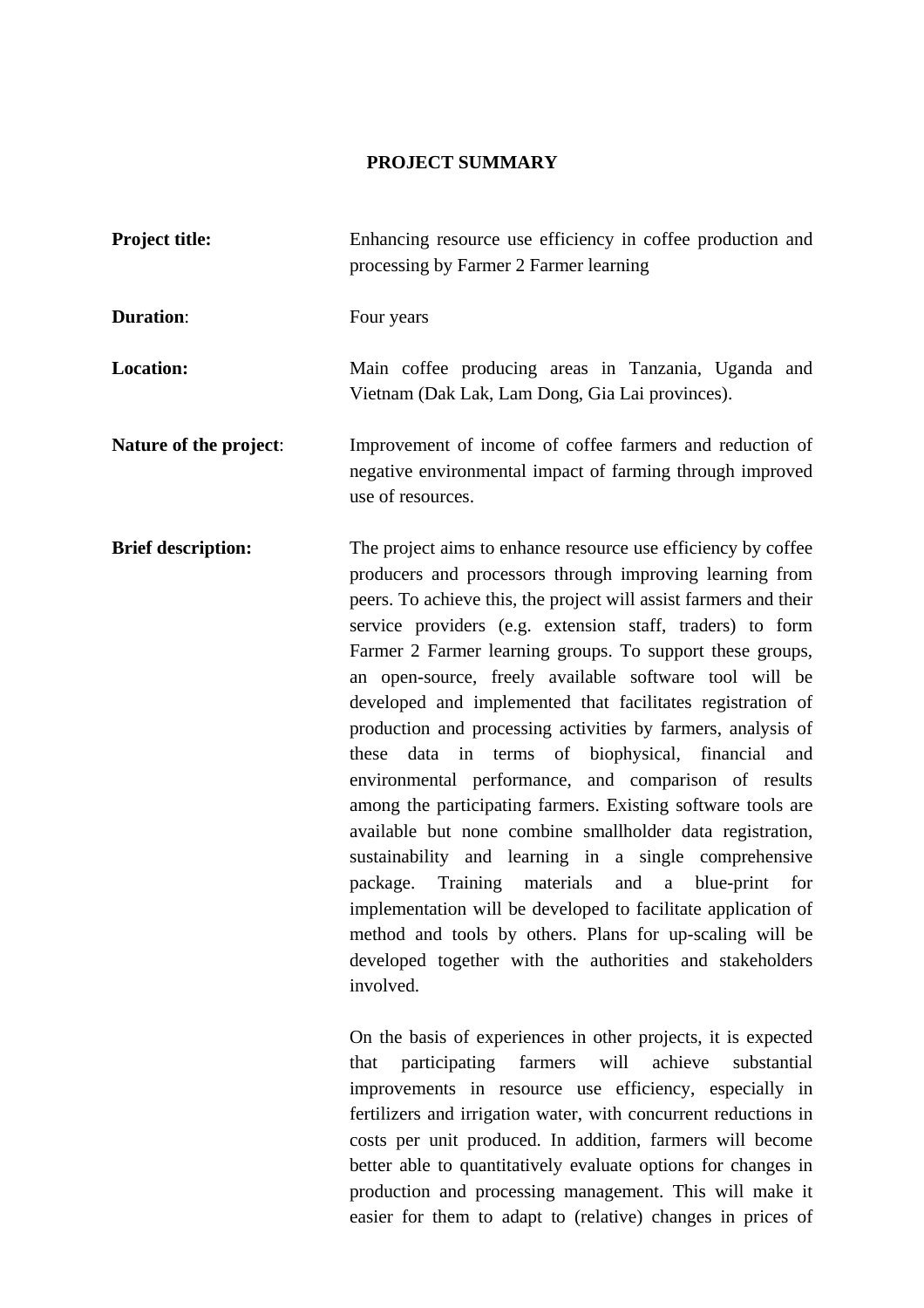# PROJECT SUMMARY

**Project title:** Enhancing resource use efficiency in coffee production and processing by Farmer 2 Farmer learning

**Duration**: Four years

**Location:** Main coffee producing areas in Tanzania, Uganda and Vietnam (Dak Lak, Lam Dong, Gia Lai provinces).

**Nature of the project**: Improvement of income of coffee farmers and reduction of negative environmental impact of farming through improved use of resources.

**Brief description:** The project aims to enhance resource use efficiency by coffee producers and processors through improving learning from peers. To achieve this, the project will assist farmers and their service providers (e.g. extension staff, traders) to form Farmer 2 Farmer learning groups. To support these groups, an open-source, freely available software tool will be developed and implemented that facilitates registration of production and processing activities by farmers, analysis of these data in terms of biophysical, financial and environmental performance, and comparison of results among the participating farmers. Existing software tools are available but none combine smallholder data registration, sustainability and learning in a single comprehensive package. Training materials and a blue-print for implementation will be developed to facilitate application of method and tools by others. Plans for up-scaling will be developed together with the authorities and stakeholders involved.

On the basis of experiences in other projects, it is expected that participating farmers will achieve substantial improvements in resource use efficiency, especially in fertilizers and irrigation water, with concurrent reductions in costs per unit produced. In addition, farmers will become better able to quantitatively evaluate options for changes in production and processing management. This will make it easier for them to adapt to (relative) changes in prices of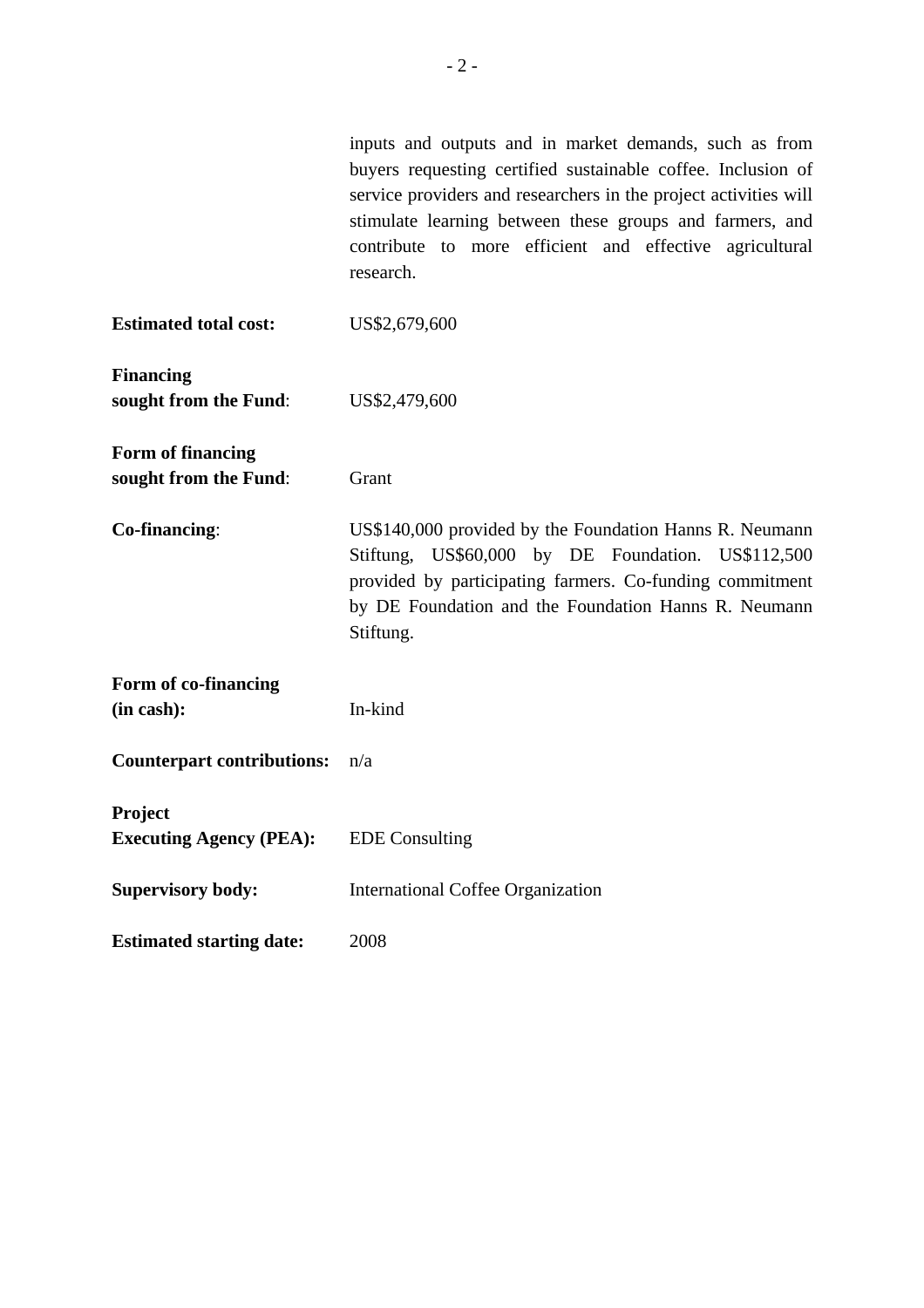inputs and outputs and in market demands, such as from buyers requesting certified sustainable coffee. Inclusion of service providers and researchers in the project activities will stimulate learning between these groups and farmers, and contribute to more efficient and effective agricultural research.

**Estimated total cost:** US$2,679,600

**Financing sought from the Fund**: US$2,479,600

**Form of financing sought from the Fund**: Grant

**Co-financing**: US$140,000 provided by the Foundation Hanns R. Neumann Stiftung, US$60,000 by DE Foundation. US$112,500 provided by participating farmers. Co-funding commitment by DE Foundation and the Foundation Hanns R. Neumann Stiftung.

**Form of co-financing (in cash):** In-kind

**Counterpart contributions:** n/a

**Project Executing Agency (PEA):** EDE Consulting

**Supervisory body:** International Coffee Organization

**Estimated starting date:** 2008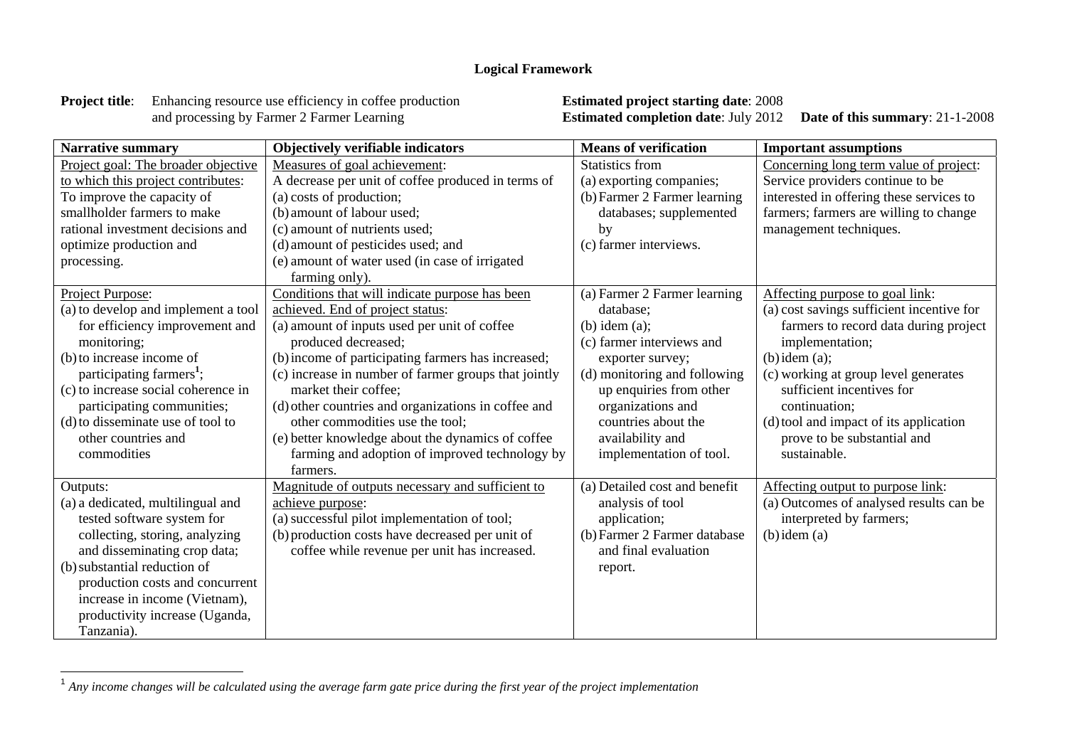# Logical Framework

**Project title**: Enhancing resource use efficiency in coffee production and processing by Farmer 2 Farmer Learning

**Estimated project starting date**: 2008
**Estimated completion date**: July 2012 **Date of this summary**: 21-1-2008

| Narrative summary | Objectively verifiable indicators | Means of verification | Important assumptions |
|---|---|---|---|
| Project goal: The broader objective to which this project contributes: To improve the capacity of smallholder farmers to make rational investment decisions and optimize production and processing. | Measures of goal achievement: A decrease per unit of coffee produced in terms of (a) costs of production; (b) amount of labour used; (c) amount of nutrients used; (d) amount of pesticides used; and (e) amount of water used (in case of irrigated farming only). | Statistics from (a) exporting companies; (b) Farmer 2 Farmer learning databases; supplemented by (c) farmer interviews. | Concerning long term value of project: Service providers continue to be interested in offering these services to farmers; farmers are willing to change management techniques. |
| Project Purpose: (a) to develop and implement a tool for efficiency improvement and monitoring; (b) to increase income of participating farmers[1]; (c) to increase social coherence in participating communities; (d) to disseminate use of tool to other countries and commodities | Conditions that will indicate purpose has been achieved. End of project status: (a) amount of inputs used per unit of coffee produced decreased; (b) income of participating farmers has increased; (c) increase in number of farmer groups that jointly market their coffee; (d) other countries and organizations in coffee and other commodities use the tool; (e) better knowledge about the dynamics of coffee farming and adoption of improved technology by farmers. | (a) Farmer 2 Farmer learning database; (b) idem (a); (c) farmer interviews and exporter survey; (d) monitoring and following up enquiries from other organizations and countries about the availability and implementation of tool. | Affecting purpose to goal link: (a) cost savings sufficient incentive for farmers to record data during project implementation; (b) idem (a); (c) working at group level generates sufficient incentives for continuation; (d) tool and impact of its application prove to be substantial and sustainable. |
| Outputs: (a) a dedicated, multilingual and tested software system for collecting, storing, analyzing and disseminating crop data; (b) substantial reduction of production costs and concurrent increase in income (Vietnam), productivity increase (Uganda, Tanzania). | Magnitude of outputs necessary and sufficient to achieve purpose: (a) successful pilot implementation of tool; (b) production costs have decreased per unit of coffee while revenue per unit has increased. | (a) Detailed cost and benefit analysis of tool application; (b) Farmer 2 Farmer database and final evaluation report. | Affecting output to purpose link: (a) Outcomes of analysed results can be interpreted by farmers; (b) idem (a) |

[1] *Any income changes will be calculated using the average farm gate price during the first year of the project implementation*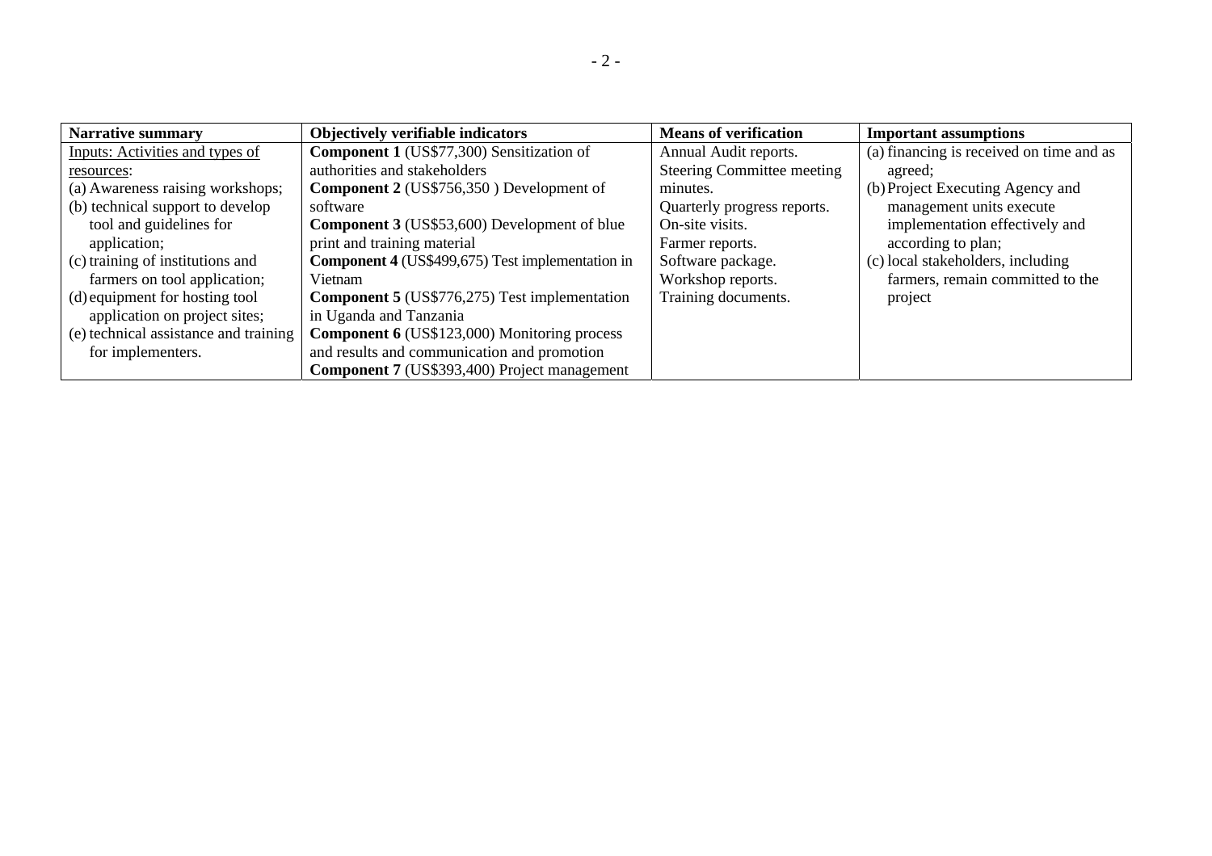| Narrative summary | Objectively verifiable indicators | Means of verification | Important assumptions |
|---|---|---|---|
| Inputs: Activities and types of resources:<br>(a) Awareness raising workshops;<br>(b) technical support to develop tool and guidelines for application;<br>(c) training of institutions and farmers on tool application;<br>(d) equipment for hosting tool application on project sites;<br>(e) technical assistance and training for implementers. | **Component 1** (US$77,300) Sensitization of authorities and stakeholders<br>**Component 2** (US$756,350 ) Development of software<br>**Component 3** (US$53,600) Development of blue print and training material<br>**Component 4** (US$499,675) Test implementation in Vietnam<br>**Component 5** (US$776,275) Test implementation in Uganda and Tanzania<br>**Component 6** (US$123,000) Monitoring process and results and communication and promotion<br>**Component 7** (US$393,400) Project management | Annual Audit reports.<br>Steering Committee meeting minutes.<br>Quarterly progress reports.<br>On-site visits.<br>Farmer reports.<br>Software package.<br>Workshop reports.<br>Training documents. | (a) financing is received on time and as agreed;<br>(b) Project Executing Agency and management units execute implementation effectively and according to plan;<br>(c) local stakeholders, including farmers, remain committed to the project |